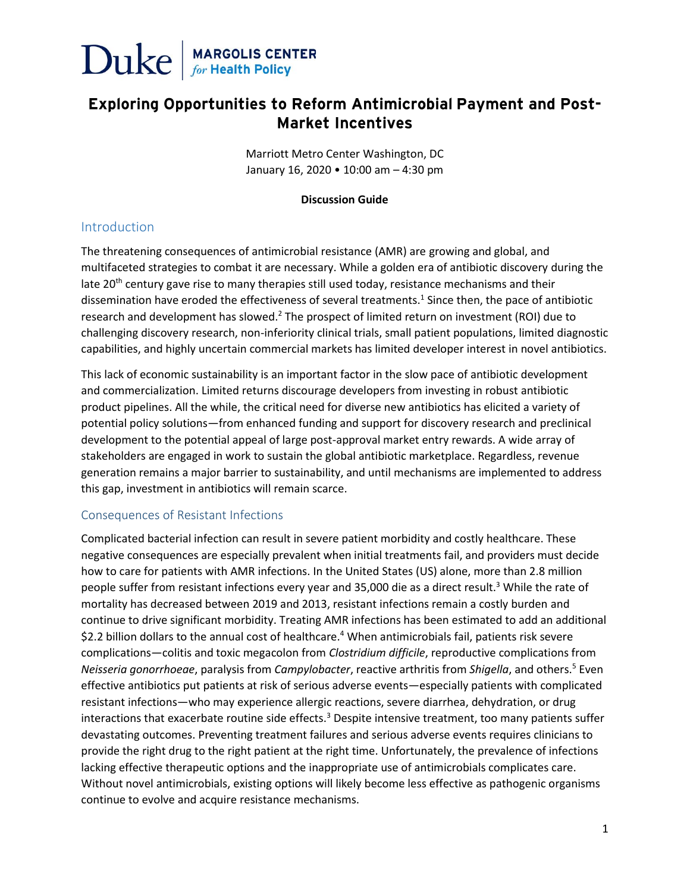Duke | MARGOLIS CENTER *for* Health Policy

# Exploring Opportunities to Reform Antimicrobial Payment and Post-Market Incentives

Marriott Metro Center Washington, DC
January 16, 2020 • 10:00 am – 4:30 pm

**Discussion Guide**

## Introduction

The threatening consequences of antimicrobial resistance (AMR) are growing and global, and multifaceted strategies to combat it are necessary. While a golden era of antibiotic discovery during the late 20th century gave rise to many therapies still used today, resistance mechanisms and their dissemination have eroded the effectiveness of several treatments.[1] Since then, the pace of antibiotic research and development has slowed.[2] The prospect of limited return on investment (ROI) due to challenging discovery research, non-inferiority clinical trials, small patient populations, limited diagnostic capabilities, and highly uncertain commercial markets has limited developer interest in novel antibiotics.

This lack of economic sustainability is an important factor in the slow pace of antibiotic development and commercialization. Limited returns discourage developers from investing in robust antibiotic product pipelines. All the while, the critical need for diverse new antibiotics has elicited a variety of potential policy solutions—from enhanced funding and support for discovery research and preclinical development to the potential appeal of large post-approval market entry rewards. A wide array of stakeholders are engaged in work to sustain the global antibiotic marketplace. Regardless, revenue generation remains a major barrier to sustainability, and until mechanisms are implemented to address this gap, investment in antibiotics will remain scarce.

## Consequences of Resistant Infections

Complicated bacterial infection can result in severe patient morbidity and costly healthcare. These negative consequences are especially prevalent when initial treatments fail, and providers must decide how to care for patients with AMR infections. In the United States (US) alone, more than 2.8 million people suffer from resistant infections every year and 35,000 die as a direct result.[3] While the rate of mortality has decreased between 2019 and 2013, resistant infections remain a costly burden and continue to drive significant morbidity. Treating AMR infections has been estimated to add an additional $2.2 billion dollars to the annual cost of healthcare.[4] When antimicrobials fail, patients risk severe complications—colitis and toxic megacolon from *Clostridium difficile*, reproductive complications from *Neisseria gonorrhoeae*, paralysis from *Campylobacter*, reactive arthritis from *Shigella*, and others.[5] Even effective antibiotics put patients at risk of serious adverse events—especially patients with complicated resistant infections—who may experience allergic reactions, severe diarrhea, dehydration, or drug interactions that exacerbate routine side effects.[3] Despite intensive treatment, too many patients suffer devastating outcomes. Preventing treatment failures and serious adverse events requires clinicians to provide the right drug to the right patient at the right time. Unfortunately, the prevalence of infections lacking effective therapeutic options and the inappropriate use of antimicrobials complicates care. Without novel antimicrobials, existing options will likely become less effective as pathogenic organisms continue to evolve and acquire resistance mechanisms.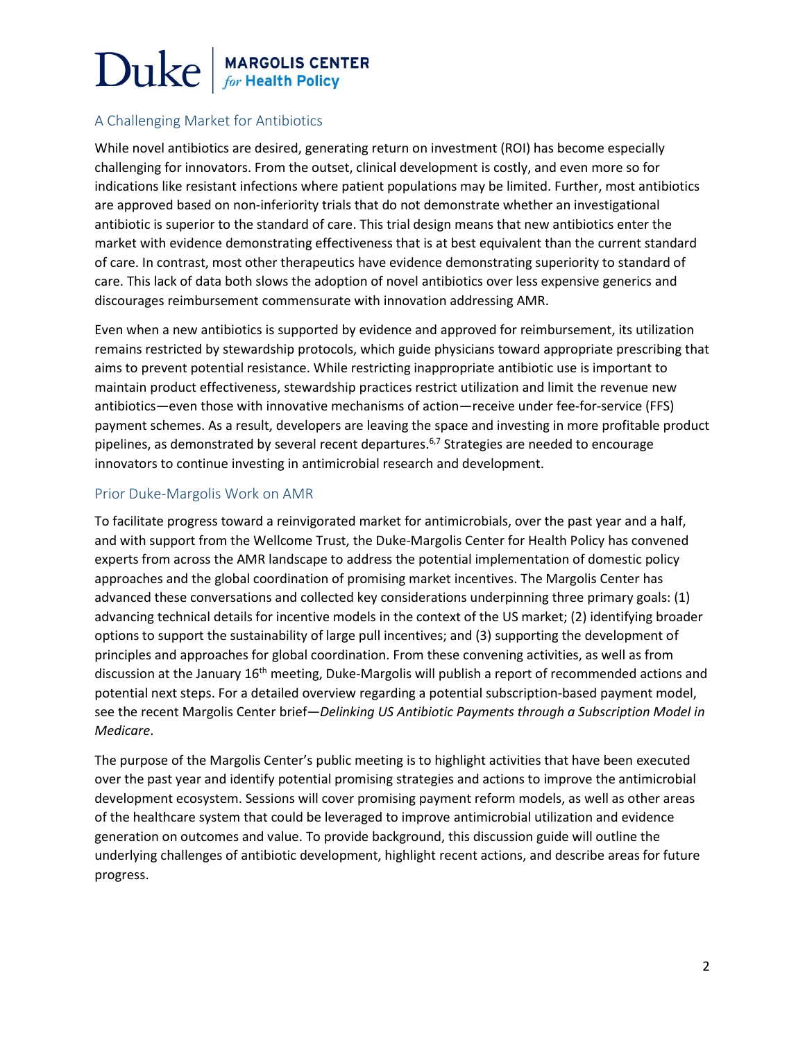## A Challenging Market for Antibiotics

While novel antibiotics are desired, generating return on investment (ROI) has become especially challenging for innovators. From the outset, clinical development is costly, and even more so for indications like resistant infections where patient populations may be limited. Further, most antibiotics are approved based on non-inferiority trials that do not demonstrate whether an investigational antibiotic is superior to the standard of care. This trial design means that new antibiotics enter the market with evidence demonstrating effectiveness that is at best equivalent than the current standard of care. In contrast, most other therapeutics have evidence demonstrating superiority to standard of care. This lack of data both slows the adoption of novel antibiotics over less expensive generics and discourages reimbursement commensurate with innovation addressing AMR.

Even when a new antibiotics is supported by evidence and approved for reimbursement, its utilization remains restricted by stewardship protocols, which guide physicians toward appropriate prescribing that aims to prevent potential resistance. While restricting inappropriate antibiotic use is important to maintain product effectiveness, stewardship practices restrict utilization and limit the revenue new antibiotics—even those with innovative mechanisms of action—receive under fee-for-service (FFS) payment schemes. As a result, developers are leaving the space and investing in more profitable product pipelines, as demonstrated by several recent departures.[6,7] Strategies are needed to encourage innovators to continue investing in antimicrobial research and development.

## Prior Duke-Margolis Work on AMR

To facilitate progress toward a reinvigorated market for antimicrobials, over the past year and a half, and with support from the Wellcome Trust, the Duke-Margolis Center for Health Policy has convened experts from across the AMR landscape to address the potential implementation of domestic policy approaches and the global coordination of promising market incentives. The Margolis Center has advanced these conversations and collected key considerations underpinning three primary goals: (1) advancing technical details for incentive models in the context of the US market; (2) identifying broader options to support the sustainability of large pull incentives; and (3) supporting the development of principles and approaches for global coordination. From these convening activities, as well as from discussion at the January 16th meeting, Duke-Margolis will publish a report of recommended actions and potential next steps. For a detailed overview regarding a potential subscription-based payment model, see the recent Margolis Center brief—*Delinking US Antibiotic Payments through a Subscription Model in Medicare*.

The purpose of the Margolis Center's public meeting is to highlight activities that have been executed over the past year and identify potential promising strategies and actions to improve the antimicrobial development ecosystem. Sessions will cover promising payment reform models, as well as other areas of the healthcare system that could be leveraged to improve antimicrobial utilization and evidence generation on outcomes and value. To provide background, this discussion guide will outline the underlying challenges of antibiotic development, highlight recent actions, and describe areas for future progress.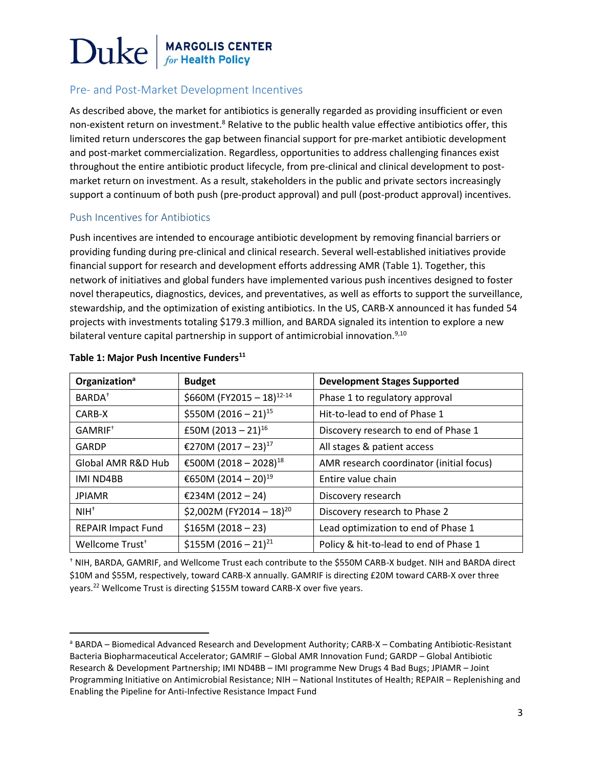## Pre- and Post-Market Development Incentives

As described above, the market for antibiotics is generally regarded as providing insufficient or even non-existent return on investment.[8] Relative to the public health value effective antibiotics offer, this limited return underscores the gap between financial support for pre-market antibiotic development and post-market commercialization. Regardless, opportunities to address challenging finances exist throughout the entire antibiotic product lifecycle, from pre-clinical and clinical development to post-market return on investment. As a result, stakeholders in the public and private sectors increasingly support a continuum of both push (pre-product approval) and pull (post-product approval) incentives.

## Push Incentives for Antibiotics

Push incentives are intended to encourage antibiotic development by removing financial barriers or providing funding during pre-clinical and clinical research. Several well-established initiatives provide financial support for research and development efforts addressing AMR (Table 1). Together, this network of initiatives and global funders have implemented various push incentives designed to foster novel therapeutics, diagnostics, devices, and preventatives, as well as efforts to support the surveillance, stewardship, and the optimization of existing antibiotics. In the US, CARB-X announced it has funded 54 projects with investments totaling $179.3 million, and BARDA signaled its intention to explore a new bilateral venture capital partnership in support of antimicrobial innovation.[9,10]

**Table 1: Major Push Incentive Funders[11]**

| Organization[a] | Budget | Development Stages Supported |
|---|---|---|
| BARDA† | $660M (FY2015 – 18)[12-14] | Phase 1 to regulatory approval |
| CARB-X | $550M (2016 – 21)[15] | Hit-to-lead to end of Phase 1 |
| GAMRIF† | £50M (2013 – 21)[16] | Discovery research to end of Phase 1 |
| GARDP | €270M (2017 – 23)[17] | All stages & patient access |
| Global AMR R&D Hub | €500M (2018 – 2028)[18] | AMR research coordinator (initial focus) |
| IMI ND4BB | €650M (2014 – 20)[19] | Entire value chain |
| JPIAMR | €234M (2012 – 24) | Discovery research |
| NIH† | $2,002M (FY2014 – 18)[20] | Discovery research to Phase 2 |
| REPAIR Impact Fund | $165M (2018 – 23) | Lead optimization to end of Phase 1 |
| Wellcome Trust† | $155M (2016 – 21)[21] | Policy & hit-to-lead to end of Phase 1 |

† NIH, BARDA, GAMRIF, and Wellcome Trust each contribute to the $550M CARB-X budget. NIH and BARDA direct $10M and $55M, respectively, toward CARB-X annually. GAMRIF is directing £20M toward CARB-X over three years.[22] Wellcome Trust is directing $155M toward CARB-X over five years.

[a] BARDA – Biomedical Advanced Research and Development Authority; CARB-X – Combating Antibiotic-Resistant Bacteria Biopharmaceutical Accelerator; GAMRIF – Global AMR Innovation Fund; GARDP – Global Antibiotic Research & Development Partnership; IMI ND4BB – IMI programme New Drugs 4 Bad Bugs; JPIAMR – Joint Programming Initiative on Antimicrobial Resistance; NIH – National Institutes of Health; REPAIR – Replenishing and Enabling the Pipeline for Anti-Infective Resistance Impact Fund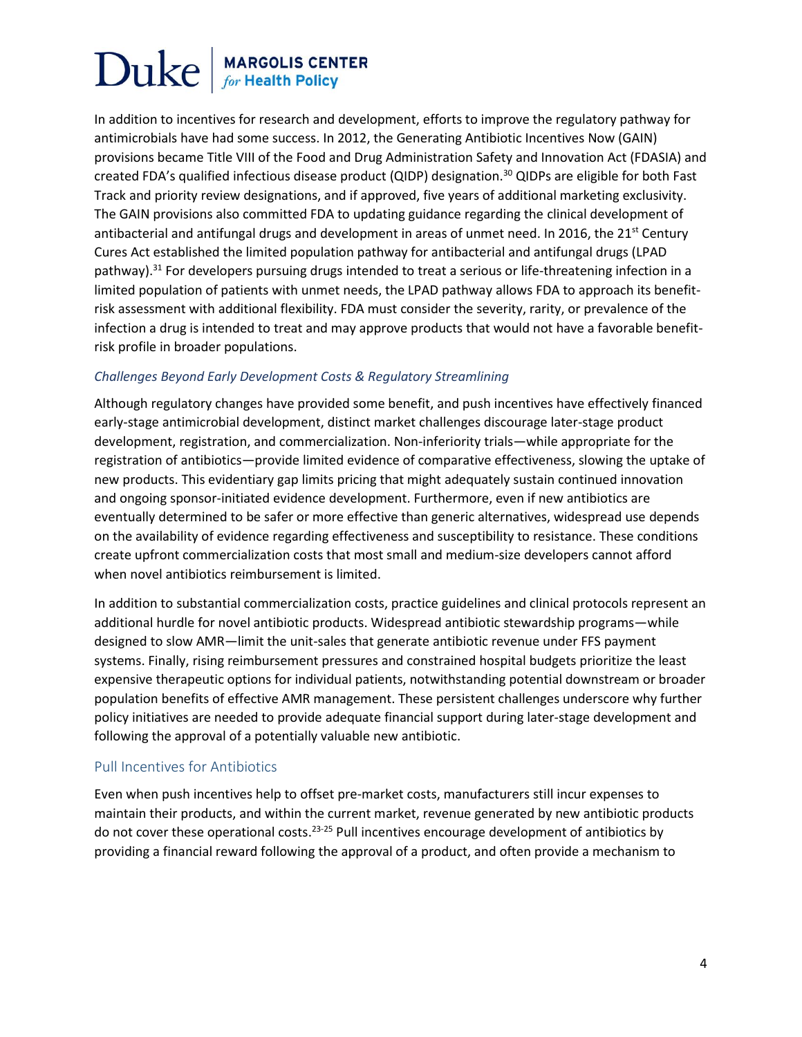In addition to incentives for research and development, efforts to improve the regulatory pathway for antimicrobials have had some success. In 2012, the Generating Antibiotic Incentives Now (GAIN) provisions became Title VIII of the Food and Drug Administration Safety and Innovation Act (FDASIA) and created FDA's qualified infectious disease product (QIDP) designation.[30] QIDPs are eligible for both Fast Track and priority review designations, and if approved, five years of additional marketing exclusivity. The GAIN provisions also committed FDA to updating guidance regarding the clinical development of antibacterial and antifungal drugs and development in areas of unmet need. In 2016, the 21st Century Cures Act established the limited population pathway for antibacterial and antifungal drugs (LPAD pathway).[31] For developers pursuing drugs intended to treat a serious or life-threatening infection in a limited population of patients with unmet needs, the LPAD pathway allows FDA to approach its benefit-risk assessment with additional flexibility. FDA must consider the severity, rarity, or prevalence of the infection a drug is intended to treat and may approve products that would not have a favorable benefit-risk profile in broader populations.

### *Challenges Beyond Early Development Costs & Regulatory Streamlining*

Although regulatory changes have provided some benefit, and push incentives have effectively financed early-stage antimicrobial development, distinct market challenges discourage later-stage product development, registration, and commercialization. Non-inferiority trials—while appropriate for the registration of antibiotics—provide limited evidence of comparative effectiveness, slowing the uptake of new products. This evidentiary gap limits pricing that might adequately sustain continued innovation and ongoing sponsor-initiated evidence development. Furthermore, even if new antibiotics are eventually determined to be safer or more effective than generic alternatives, widespread use depends on the availability of evidence regarding effectiveness and susceptibility to resistance. These conditions create upfront commercialization costs that most small and medium-size developers cannot afford when novel antibiotics reimbursement is limited.

In addition to substantial commercialization costs, practice guidelines and clinical protocols represent an additional hurdle for novel antibiotic products. Widespread antibiotic stewardship programs—while designed to slow AMR—limit the unit-sales that generate antibiotic revenue under FFS payment systems. Finally, rising reimbursement pressures and constrained hospital budgets prioritize the least expensive therapeutic options for individual patients, notwithstanding potential downstream or broader population benefits of effective AMR management. These persistent challenges underscore why further policy initiatives are needed to provide adequate financial support during later-stage development and following the approval of a potentially valuable new antibiotic.

## Pull Incentives for Antibiotics

Even when push incentives help to offset pre-market costs, manufacturers still incur expenses to maintain their products, and within the current market, revenue generated by new antibiotic products do not cover these operational costs.[23-25] Pull incentives encourage development of antibiotics by providing a financial reward following the approval of a product, and often provide a mechanism to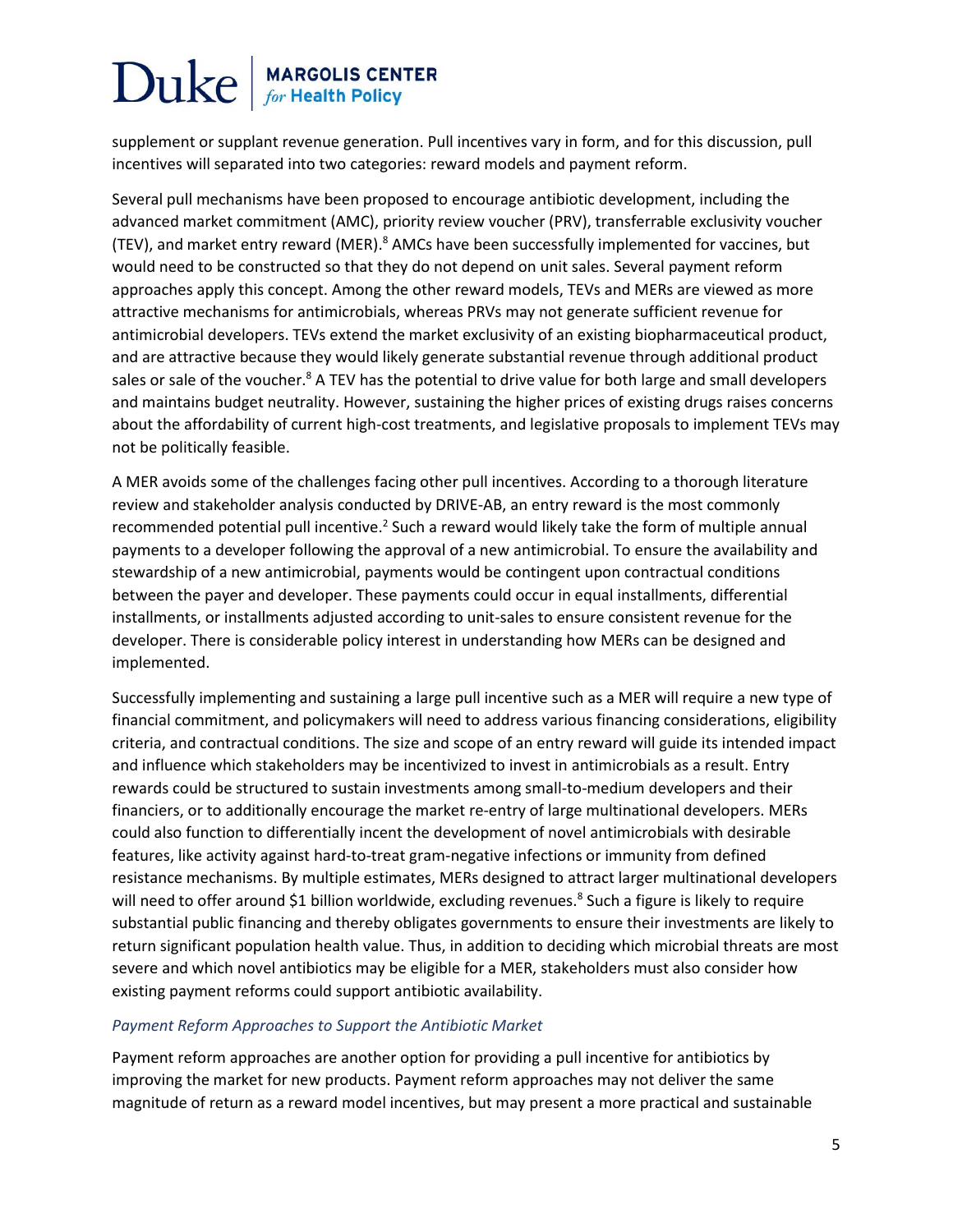supplement or supplant revenue generation. Pull incentives vary in form, and for this discussion, pull incentives will separated into two categories: reward models and payment reform.

Several pull mechanisms have been proposed to encourage antibiotic development, including the advanced market commitment (AMC), priority review voucher (PRV), transferrable exclusivity voucher (TEV), and market entry reward (MER).[8] AMCs have been successfully implemented for vaccines, but would need to be constructed so that they do not depend on unit sales. Several payment reform approaches apply this concept. Among the other reward models, TEVs and MERs are viewed as more attractive mechanisms for antimicrobials, whereas PRVs may not generate sufficient revenue for antimicrobial developers. TEVs extend the market exclusivity of an existing biopharmaceutical product, and are attractive because they would likely generate substantial revenue through additional product sales or sale of the voucher.[8] A TEV has the potential to drive value for both large and small developers and maintains budget neutrality. However, sustaining the higher prices of existing drugs raises concerns about the affordability of current high-cost treatments, and legislative proposals to implement TEVs may not be politically feasible.

A MER avoids some of the challenges facing other pull incentives. According to a thorough literature review and stakeholder analysis conducted by DRIVE-AB, an entry reward is the most commonly recommended potential pull incentive.[2] Such a reward would likely take the form of multiple annual payments to a developer following the approval of a new antimicrobial. To ensure the availability and stewardship of a new antimicrobial, payments would be contingent upon contractual conditions between the payer and developer. These payments could occur in equal installments, differential installments, or installments adjusted according to unit-sales to ensure consistent revenue for the developer. There is considerable policy interest in understanding how MERs can be designed and implemented.

Successfully implementing and sustaining a large pull incentive such as a MER will require a new type of financial commitment, and policymakers will need to address various financing considerations, eligibility criteria, and contractual conditions. The size and scope of an entry reward will guide its intended impact and influence which stakeholders may be incentivized to invest in antimicrobials as a result. Entry rewards could be structured to sustain investments among small-to-medium developers and their financiers, or to additionally encourage the market re-entry of large multinational developers. MERs could also function to differentially incent the development of novel antimicrobials with desirable features, like activity against hard-to-treat gram-negative infections or immunity from defined resistance mechanisms. By multiple estimates, MERs designed to attract larger multinational developers will need to offer around $1 billion worldwide, excluding revenues.[8] Such a figure is likely to require substantial public financing and thereby obligates governments to ensure their investments are likely to return significant population health value. Thus, in addition to deciding which microbial threats are most severe and which novel antibiotics may be eligible for a MER, stakeholders must also consider how existing payment reforms could support antibiotic availability.

### *Payment Reform Approaches to Support the Antibiotic Market*

Payment reform approaches are another option for providing a pull incentive for antibiotics by improving the market for new products. Payment reform approaches may not deliver the same magnitude of return as a reward model incentives, but may present a more practical and sustainable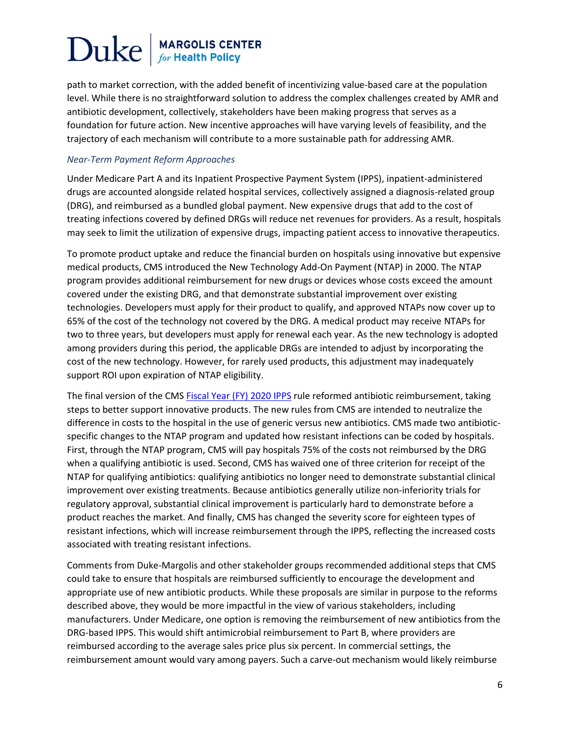path to market correction, with the added benefit of incentivizing value-based care at the population level. While there is no straightforward solution to address the complex challenges created by AMR and antibiotic development, collectively, stakeholders have been making progress that serves as a foundation for future action. New incentive approaches will have varying levels of feasibility, and the trajectory of each mechanism will contribute to a more sustainable path for addressing AMR.

*Near-Term Payment Reform Approaches*

Under Medicare Part A and its Inpatient Prospective Payment System (IPPS), inpatient-administered drugs are accounted alongside related hospital services, collectively assigned a diagnosis-related group (DRG), and reimbursed as a bundled global payment. New expensive drugs that add to the cost of treating infections covered by defined DRGs will reduce net revenues for providers. As a result, hospitals may seek to limit the utilization of expensive drugs, impacting patient access to innovative therapeutics.

To promote product uptake and reduce the financial burden on hospitals using innovative but expensive medical products, CMS introduced the New Technology Add-On Payment (NTAP) in 2000. The NTAP program provides additional reimbursement for new drugs or devices whose costs exceed the amount covered under the existing DRG, and that demonstrate substantial improvement over existing technologies. Developers must apply for their product to qualify, and approved NTAPs now cover up to 65% of the cost of the technology not covered by the DRG. A medical product may receive NTAPs for two to three years, but developers must apply for renewal each year. As the new technology is adopted among providers during this period, the applicable DRGs are intended to adjust by incorporating the cost of the new technology. However, for rarely used products, this adjustment may inadequately support ROI upon expiration of NTAP eligibility.

The final version of the CMS [Fiscal Year (FY) 2020 IPPS](#) rule reformed antibiotic reimbursement, taking steps to better support innovative products. The new rules from CMS are intended to neutralize the difference in costs to the hospital in the use of generic versus new antibiotics. CMS made two antibiotic-specific changes to the NTAP program and updated how resistant infections can be coded by hospitals. First, through the NTAP program, CMS will pay hospitals 75% of the costs not reimbursed by the DRG when a qualifying antibiotic is used. Second, CMS has waived one of three criterion for receipt of the NTAP for qualifying antibiotics: qualifying antibiotics no longer need to demonstrate substantial clinical improvement over existing treatments. Because antibiotics generally utilize non-inferiority trials for regulatory approval, substantial clinical improvement is particularly hard to demonstrate before a product reaches the market. And finally, CMS has changed the severity score for eighteen types of resistant infections, which will increase reimbursement through the IPPS, reflecting the increased costs associated with treating resistant infections.

Comments from Duke-Margolis and other stakeholder groups recommended additional steps that CMS could take to ensure that hospitals are reimbursed sufficiently to encourage the development and appropriate use of new antibiotic products. While these proposals are similar in purpose to the reforms described above, they would be more impactful in the view of various stakeholders, including manufacturers. Under Medicare, one option is removing the reimbursement of new antibiotics from the DRG-based IPPS. This would shift antimicrobial reimbursement to Part B, where providers are reimbursed according to the average sales price plus six percent. In commercial settings, the reimbursement amount would vary among payers. Such a carve-out mechanism would likely reimburse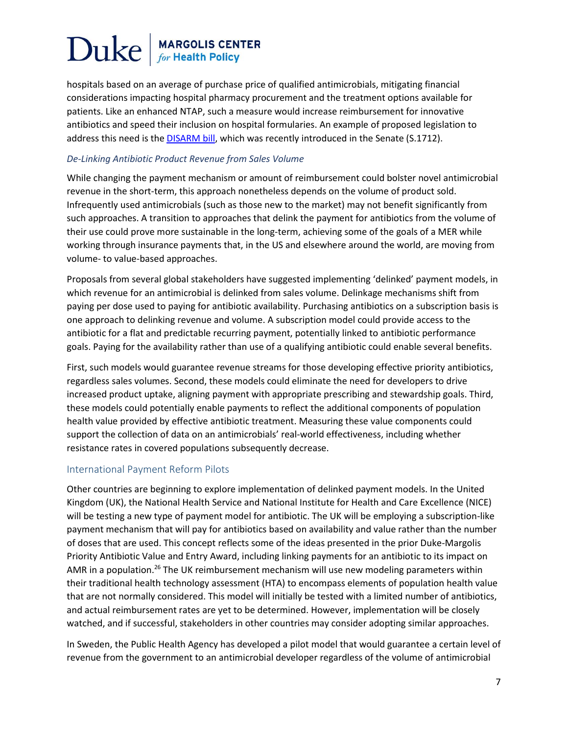hospitals based on an average of purchase price of qualified antimicrobials, mitigating financial considerations impacting hospital pharmacy procurement and the treatment options available for patients. Like an enhanced NTAP, such a measure would increase reimbursement for innovative antibiotics and speed their inclusion on hospital formularies. An example of proposed legislation to address this need is the DISARM bill, which was recently introduced in the Senate (S.1712).

### *De-Linking Antibiotic Product Revenue from Sales Volume*

While changing the payment mechanism or amount of reimbursement could bolster novel antimicrobial revenue in the short-term, this approach nonetheless depends on the volume of product sold. Infrequently used antimicrobials (such as those new to the market) may not benefit significantly from such approaches. A transition to approaches that delink the payment for antibiotics from the volume of their use could prove more sustainable in the long-term, achieving some of the goals of a MER while working through insurance payments that, in the US and elsewhere around the world, are moving from volume- to value-based approaches.

Proposals from several global stakeholders have suggested implementing 'delinked' payment models, in which revenue for an antimicrobial is delinked from sales volume. Delinkage mechanisms shift from paying per dose used to paying for antibiotic availability. Purchasing antibiotics on a subscription basis is one approach to delinking revenue and volume. A subscription model could provide access to the antibiotic for a flat and predictable recurring payment, potentially linked to antibiotic performance goals. Paying for the availability rather than use of a qualifying antibiotic could enable several benefits.

First, such models would guarantee revenue streams for those developing effective priority antibiotics, regardless sales volumes. Second, these models could eliminate the need for developers to drive increased product uptake, aligning payment with appropriate prescribing and stewardship goals. Third, these models could potentially enable payments to reflect the additional components of population health value provided by effective antibiotic treatment. Measuring these value components could support the collection of data on an antimicrobials' real-world effectiveness, including whether resistance rates in covered populations subsequently decrease.

## International Payment Reform Pilots

Other countries are beginning to explore implementation of delinked payment models. In the United Kingdom (UK), the National Health Service and National Institute for Health and Care Excellence (NICE) will be testing a new type of payment model for antibiotic. The UK will be employing a subscription-like payment mechanism that will pay for antibiotics based on availability and value rather than the number of doses that are used. This concept reflects some of the ideas presented in the prior Duke-Margolis Priority Antibiotic Value and Entry Award, including linking payments for an antibiotic to its impact on AMR in a population.[26] The UK reimbursement mechanism will use new modeling parameters within their traditional health technology assessment (HTA) to encompass elements of population health value that are not normally considered. This model will initially be tested with a limited number of antibiotics, and actual reimbursement rates are yet to be determined. However, implementation will be closely watched, and if successful, stakeholders in other countries may consider adopting similar approaches.

In Sweden, the Public Health Agency has developed a pilot model that would guarantee a certain level of revenue from the government to an antimicrobial developer regardless of the volume of antimicrobial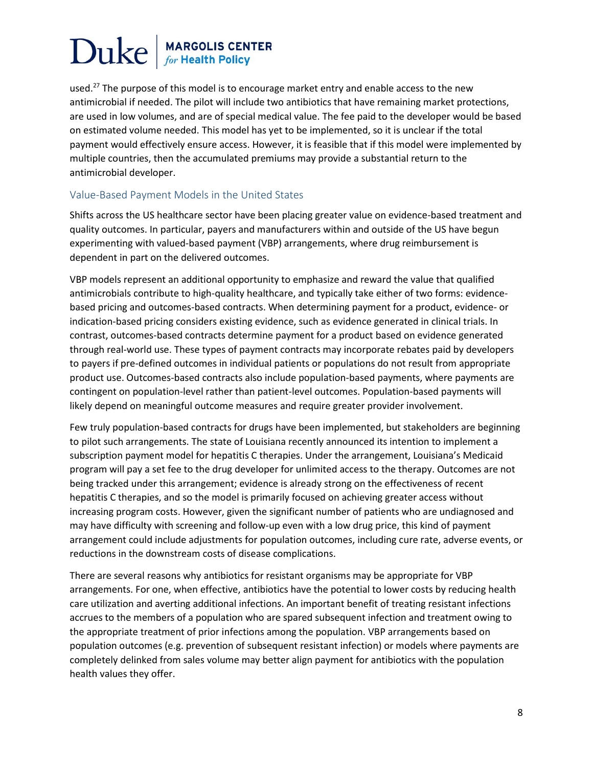used.[27] The purpose of this model is to encourage market entry and enable access to the new antimicrobial if needed. The pilot will include two antibiotics that have remaining market protections, are used in low volumes, and are of special medical value. The fee paid to the developer would be based on estimated volume needed. This model has yet to be implemented, so it is unclear if the total payment would effectively ensure access. However, it is feasible that if this model were implemented by multiple countries, then the accumulated premiums may provide a substantial return to the antimicrobial developer.

### Value-Based Payment Models in the United States

Shifts across the US healthcare sector have been placing greater value on evidence-based treatment and quality outcomes. In particular, payers and manufacturers within and outside of the US have begun experimenting with valued-based payment (VBP) arrangements, where drug reimbursement is dependent in part on the delivered outcomes.

VBP models represent an additional opportunity to emphasize and reward the value that qualified antimicrobials contribute to high-quality healthcare, and typically take either of two forms: evidence-based pricing and outcomes-based contracts. When determining payment for a product, evidence- or indication-based pricing considers existing evidence, such as evidence generated in clinical trials. In contrast, outcomes-based contracts determine payment for a product based on evidence generated through real-world use. These types of payment contracts may incorporate rebates paid by developers to payers if pre-defined outcomes in individual patients or populations do not result from appropriate product use. Outcomes-based contracts also include population-based payments, where payments are contingent on population-level rather than patient-level outcomes. Population-based payments will likely depend on meaningful outcome measures and require greater provider involvement.

Few truly population-based contracts for drugs have been implemented, but stakeholders are beginning to pilot such arrangements. The state of Louisiana recently announced its intention to implement a subscription payment model for hepatitis C therapies. Under the arrangement, Louisiana's Medicaid program will pay a set fee to the drug developer for unlimited access to the therapy. Outcomes are not being tracked under this arrangement; evidence is already strong on the effectiveness of recent hepatitis C therapies, and so the model is primarily focused on achieving greater access without increasing program costs. However, given the significant number of patients who are undiagnosed and may have difficulty with screening and follow-up even with a low drug price, this kind of payment arrangement could include adjustments for population outcomes, including cure rate, adverse events, or reductions in the downstream costs of disease complications.

There are several reasons why antibiotics for resistant organisms may be appropriate for VBP arrangements. For one, when effective, antibiotics have the potential to lower costs by reducing health care utilization and averting additional infections. An important benefit of treating resistant infections accrues to the members of a population who are spared subsequent infection and treatment owing to the appropriate treatment of prior infections among the population. VBP arrangements based on population outcomes (e.g. prevention of subsequent resistant infection) or models where payments are completely delinked from sales volume may better align payment for antibiotics with the population health values they offer.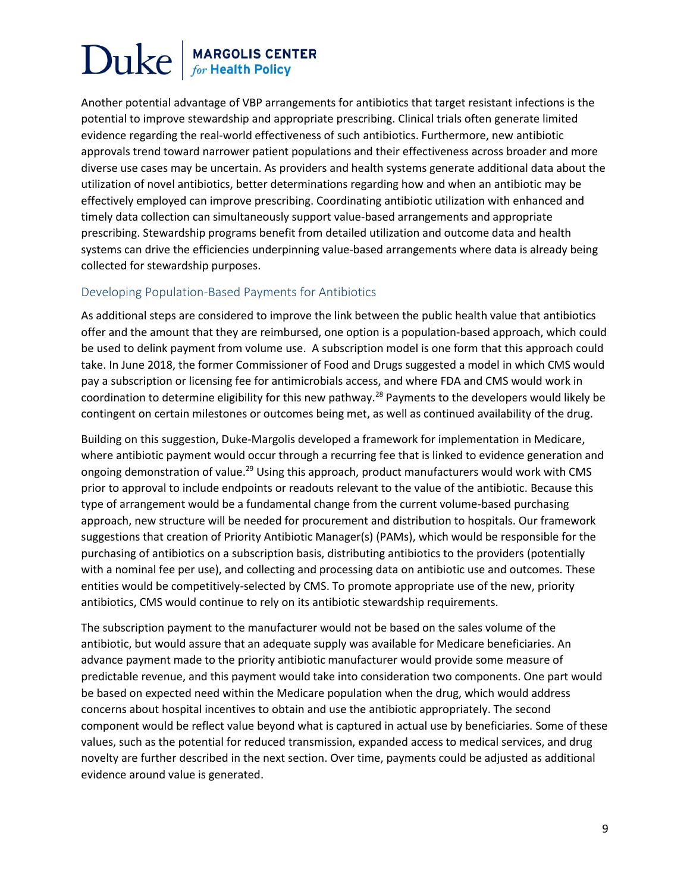Another potential advantage of VBP arrangements for antibiotics that target resistant infections is the potential to improve stewardship and appropriate prescribing. Clinical trials often generate limited evidence regarding the real-world effectiveness of such antibiotics. Furthermore, new antibiotic approvals trend toward narrower patient populations and their effectiveness across broader and more diverse use cases may be uncertain. As providers and health systems generate additional data about the utilization of novel antibiotics, better determinations regarding how and when an antibiotic may be effectively employed can improve prescribing. Coordinating antibiotic utilization with enhanced and timely data collection can simultaneously support value-based arrangements and appropriate prescribing. Stewardship programs benefit from detailed utilization and outcome data and health systems can drive the efficiencies underpinning value-based arrangements where data is already being collected for stewardship purposes.

### Developing Population-Based Payments for Antibiotics

As additional steps are considered to improve the link between the public health value that antibiotics offer and the amount that they are reimbursed, one option is a population-based approach, which could be used to delink payment from volume use. A subscription model is one form that this approach could take. In June 2018, the former Commissioner of Food and Drugs suggested a model in which CMS would pay a subscription or licensing fee for antimicrobials access, and where FDA and CMS would work in coordination to determine eligibility for this new pathway.[28] Payments to the developers would likely be contingent on certain milestones or outcomes being met, as well as continued availability of the drug.

Building on this suggestion, Duke-Margolis developed a framework for implementation in Medicare, where antibiotic payment would occur through a recurring fee that is linked to evidence generation and ongoing demonstration of value.[29] Using this approach, product manufacturers would work with CMS prior to approval to include endpoints or readouts relevant to the value of the antibiotic. Because this type of arrangement would be a fundamental change from the current volume-based purchasing approach, new structure will be needed for procurement and distribution to hospitals. Our framework suggestions that creation of Priority Antibiotic Manager(s) (PAMs), which would be responsible for the purchasing of antibiotics on a subscription basis, distributing antibiotics to the providers (potentially with a nominal fee per use), and collecting and processing data on antibiotic use and outcomes. These entities would be competitively-selected by CMS. To promote appropriate use of the new, priority antibiotics, CMS would continue to rely on its antibiotic stewardship requirements.

The subscription payment to the manufacturer would not be based on the sales volume of the antibiotic, but would assure that an adequate supply was available for Medicare beneficiaries. An advance payment made to the priority antibiotic manufacturer would provide some measure of predictable revenue, and this payment would take into consideration two components. One part would be based on expected need within the Medicare population when the drug, which would address concerns about hospital incentives to obtain and use the antibiotic appropriately. The second component would be reflect value beyond what is captured in actual use by beneficiaries. Some of these values, such as the potential for reduced transmission, expanded access to medical services, and drug novelty are further described in the next section. Over time, payments could be adjusted as additional evidence around value is generated.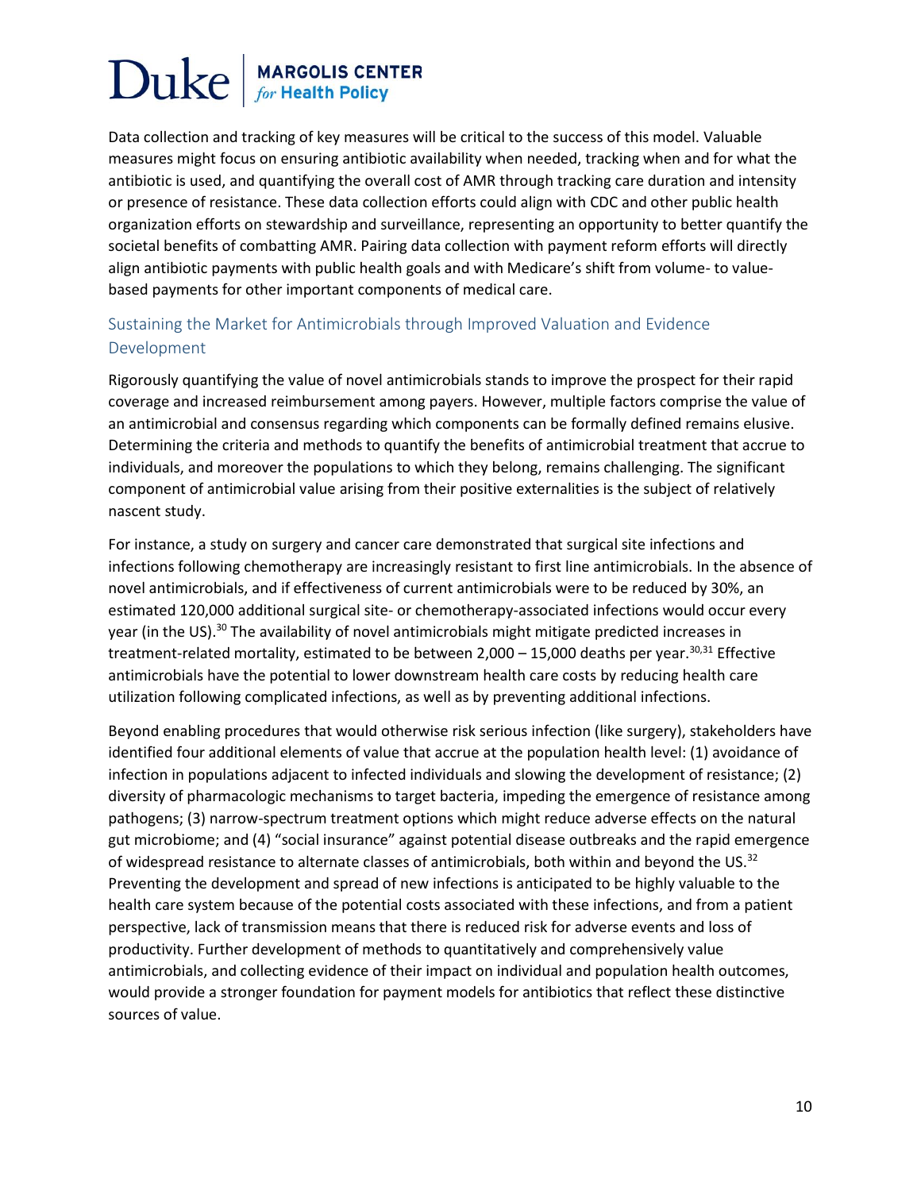Data collection and tracking of key measures will be critical to the success of this model. Valuable measures might focus on ensuring antibiotic availability when needed, tracking when and for what the antibiotic is used, and quantifying the overall cost of AMR through tracking care duration and intensity or presence of resistance. These data collection efforts could align with CDC and other public health organization efforts on stewardship and surveillance, representing an opportunity to better quantify the societal benefits of combatting AMR. Pairing data collection with payment reform efforts will directly align antibiotic payments with public health goals and with Medicare's shift from volume- to value-based payments for other important components of medical care.

## Sustaining the Market for Antimicrobials through Improved Valuation and Evidence Development

Rigorously quantifying the value of novel antimicrobials stands to improve the prospect for their rapid coverage and increased reimbursement among payers. However, multiple factors comprise the value of an antimicrobial and consensus regarding which components can be formally defined remains elusive. Determining the criteria and methods to quantify the benefits of antimicrobial treatment that accrue to individuals, and moreover the populations to which they belong, remains challenging. The significant component of antimicrobial value arising from their positive externalities is the subject of relatively nascent study.

For instance, a study on surgery and cancer care demonstrated that surgical site infections and infections following chemotherapy are increasingly resistant to first line antimicrobials. In the absence of novel antimicrobials, and if effectiveness of current antimicrobials were to be reduced by 30%, an estimated 120,000 additional surgical site- or chemotherapy-associated infections would occur every year (in the US).[30] The availability of novel antimicrobials might mitigate predicted increases in treatment-related mortality, estimated to be between 2,000 – 15,000 deaths per year.[30,31] Effective antimicrobials have the potential to lower downstream health care costs by reducing health care utilization following complicated infections, as well as by preventing additional infections.

Beyond enabling procedures that would otherwise risk serious infection (like surgery), stakeholders have identified four additional elements of value that accrue at the population health level: (1) avoidance of infection in populations adjacent to infected individuals and slowing the development of resistance; (2) diversity of pharmacologic mechanisms to target bacteria, impeding the emergence of resistance among pathogens; (3) narrow-spectrum treatment options which might reduce adverse effects on the natural gut microbiome; and (4) "social insurance" against potential disease outbreaks and the rapid emergence of widespread resistance to alternate classes of antimicrobials, both within and beyond the US.[32] Preventing the development and spread of new infections is anticipated to be highly valuable to the health care system because of the potential costs associated with these infections, and from a patient perspective, lack of transmission means that there is reduced risk for adverse events and loss of productivity. Further development of methods to quantitatively and comprehensively value antimicrobials, and collecting evidence of their impact on individual and population health outcomes, would provide a stronger foundation for payment models for antibiotics that reflect these distinctive sources of value.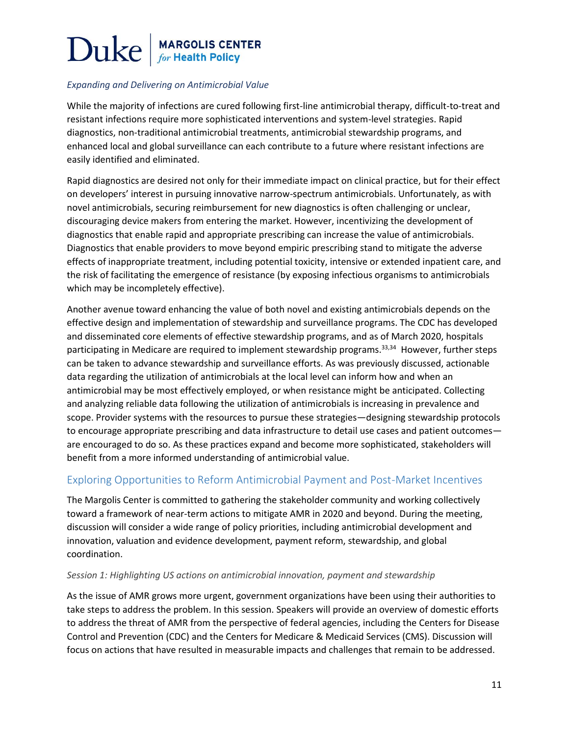*Expanding and Delivering on Antimicrobial Value*

While the majority of infections are cured following first-line antimicrobial therapy, difficult-to-treat and resistant infections require more sophisticated interventions and system-level strategies. Rapid diagnostics, non-traditional antimicrobial treatments, antimicrobial stewardship programs, and enhanced local and global surveillance can each contribute to a future where resistant infections are easily identified and eliminated.

Rapid diagnostics are desired not only for their immediate impact on clinical practice, but for their effect on developers' interest in pursuing innovative narrow-spectrum antimicrobials. Unfortunately, as with novel antimicrobials, securing reimbursement for new diagnostics is often challenging or unclear, discouraging device makers from entering the market. However, incentivizing the development of diagnostics that enable rapid and appropriate prescribing can increase the value of antimicrobials. Diagnostics that enable providers to move beyond empiric prescribing stand to mitigate the adverse effects of inappropriate treatment, including potential toxicity, intensive or extended inpatient care, and the risk of facilitating the emergence of resistance (by exposing infectious organisms to antimicrobials which may be incompletely effective).

Another avenue toward enhancing the value of both novel and existing antimicrobials depends on the effective design and implementation of stewardship and surveillance programs. The CDC has developed and disseminated core elements of effective stewardship programs, and as of March 2020, hospitals participating in Medicare are required to implement stewardship programs.[33,34] However, further steps can be taken to advance stewardship and surveillance efforts. As was previously discussed, actionable data regarding the utilization of antimicrobials at the local level can inform how and when an antimicrobial may be most effectively employed, or when resistance might be anticipated. Collecting and analyzing reliable data following the utilization of antimicrobials is increasing in prevalence and scope. Provider systems with the resources to pursue these strategies—designing stewardship protocols to encourage appropriate prescribing and data infrastructure to detail use cases and patient outcomes—are encouraged to do so. As these practices expand and become more sophisticated, stakeholders will benefit from a more informed understanding of antimicrobial value.

## Exploring Opportunities to Reform Antimicrobial Payment and Post-Market Incentives

The Margolis Center is committed to gathering the stakeholder community and working collectively toward a framework of near-term actions to mitigate AMR in 2020 and beyond. During the meeting, discussion will consider a wide range of policy priorities, including antimicrobial development and innovation, valuation and evidence development, payment reform, stewardship, and global coordination.

*Session 1: Highlighting US actions on antimicrobial innovation, payment and stewardship*

As the issue of AMR grows more urgent, government organizations have been using their authorities to take steps to address the problem. In this session. Speakers will provide an overview of domestic efforts to address the threat of AMR from the perspective of federal agencies, including the Centers for Disease Control and Prevention (CDC) and the Centers for Medicare & Medicaid Services (CMS). Discussion will focus on actions that have resulted in measurable impacts and challenges that remain to be addressed.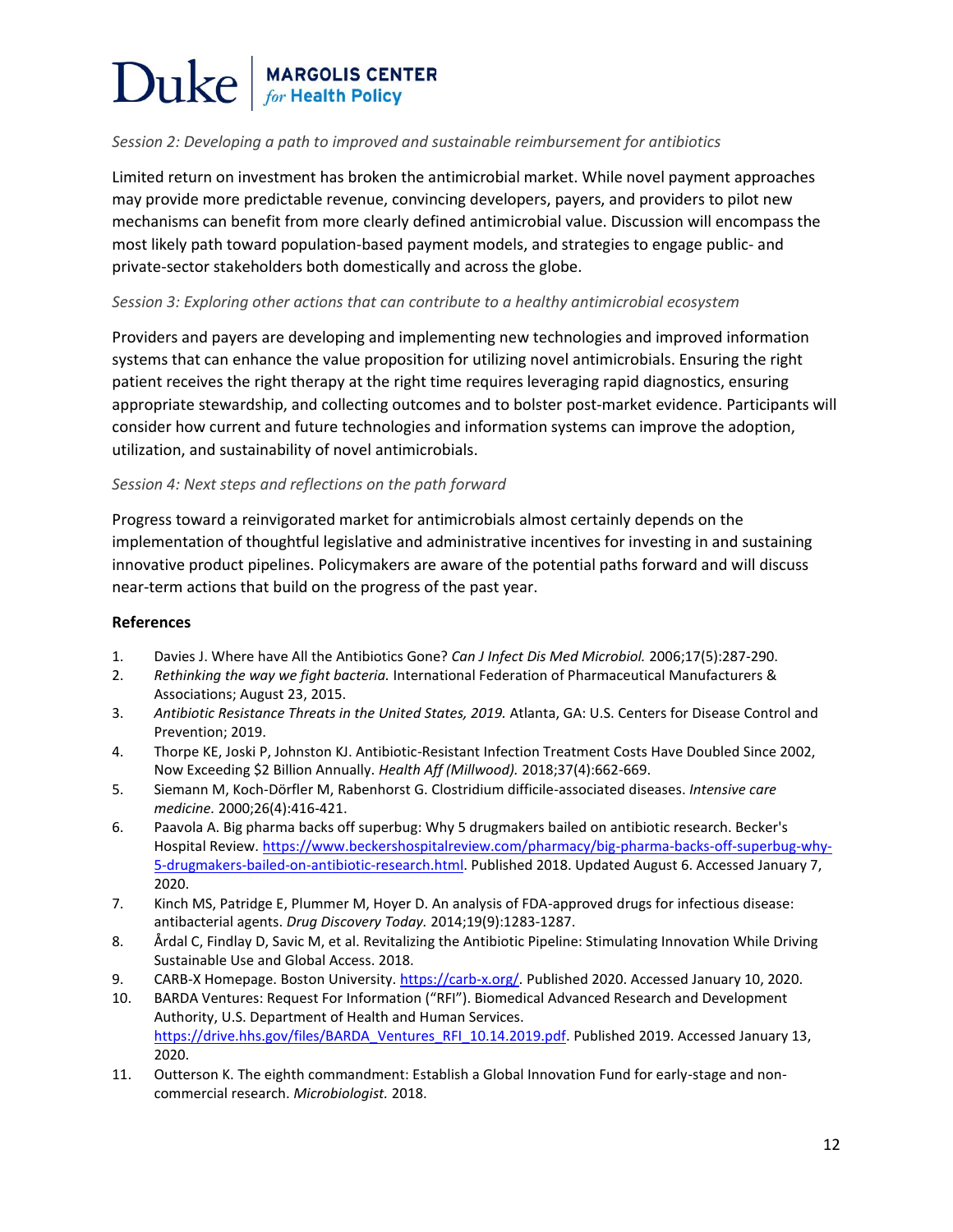*Session 2: Developing a path to improved and sustainable reimbursement for antibiotics*

Limited return on investment has broken the antimicrobial market. While novel payment approaches may provide more predictable revenue, convincing developers, payers, and providers to pilot new mechanisms can benefit from more clearly defined antimicrobial value. Discussion will encompass the most likely path toward population-based payment models, and strategies to engage public- and private-sector stakeholders both domestically and across the globe.

*Session 3: Exploring other actions that can contribute to a healthy antimicrobial ecosystem*

Providers and payers are developing and implementing new technologies and improved information systems that can enhance the value proposition for utilizing novel antimicrobials. Ensuring the right patient receives the right therapy at the right time requires leveraging rapid diagnostics, ensuring appropriate stewardship, and collecting outcomes and to bolster post-market evidence. Participants will consider how current and future technologies and information systems can improve the adoption, utilization, and sustainability of novel antimicrobials.

*Session 4: Next steps and reflections on the path forward*

Progress toward a reinvigorated market for antimicrobials almost certainly depends on the implementation of thoughtful legislative and administrative incentives for investing in and sustaining innovative product pipelines. Policymakers are aware of the potential paths forward and will discuss near-term actions that build on the progress of the past year.

**References**

1. Davies J. Where have All the Antibiotics Gone? *Can J Infect Dis Med Microbiol.* 2006;17(5):287-290.
2. *Rethinking the way we fight bacteria.* International Federation of Pharmaceutical Manufacturers & Associations; August 23, 2015.
3. *Antibiotic Resistance Threats in the United States, 2019.* Atlanta, GA: U.S. Centers for Disease Control and Prevention; 2019.
4. Thorpe KE, Joski P, Johnston KJ. Antibiotic-Resistant Infection Treatment Costs Have Doubled Since 2002, Now Exceeding $2 Billion Annually. *Health Aff (Millwood).* 2018;37(4):662-669.
5. Siemann M, Koch-Dörfler M, Rabenhorst G. Clostridium difficile-associated diseases. *Intensive care medicine.* 2000;26(4):416-421.
6. Paavola A. Big pharma backs off superbug: Why 5 drugmakers bailed on antibiotic research. Becker's Hospital Review. https://www.beckershospitalreview.com/pharmacy/big-pharma-backs-off-superbug-why-5-drugmakers-bailed-on-antibiotic-research.html. Published 2018. Updated August 6. Accessed January 7, 2020.
7. Kinch MS, Patridge E, Plummer M, Hoyer D. An analysis of FDA-approved drugs for infectious disease: antibacterial agents. *Drug Discovery Today.* 2014;19(9):1283-1287.
8. Årdal C, Findlay D, Savic M, et al. Revitalizing the Antibiotic Pipeline: Stimulating Innovation While Driving Sustainable Use and Global Access. 2018.
9. CARB-X Homepage. Boston University. https://carb-x.org/. Published 2020. Accessed January 10, 2020.
10. BARDA Ventures: Request For Information ("RFI"). Biomedical Advanced Research and Development Authority, U.S. Department of Health and Human Services. https://drive.hhs.gov/files/BARDA_Ventures_RFI_10.14.2019.pdf. Published 2019. Accessed January 13, 2020.
11. Outterson K. The eighth commandment: Establish a Global Innovation Fund for early-stage and non-commercial research. *Microbiologist.* 2018.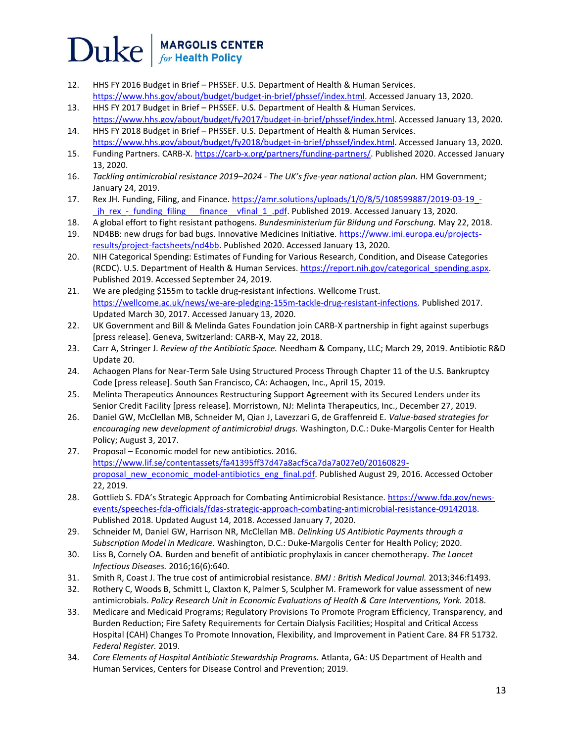12. HHS FY 2016 Budget in Brief – PHSSEF. U.S. Department of Health & Human Services. https://www.hhs.gov/about/budget/budget-in-brief/phssef/index.html. Accessed January 13, 2020.
13. HHS FY 2017 Budget in Brief – PHSSEF. U.S. Department of Health & Human Services. https://www.hhs.gov/about/budget/fy2017/budget-in-brief/phssef/index.html. Accessed January 13, 2020.
14. HHS FY 2018 Budget in Brief – PHSSEF. U.S. Department of Health & Human Services. https://www.hhs.gov/about/budget/fy2018/budget-in-brief/phssef/index.html. Accessed January 13, 2020.
15. Funding Partners. CARB-X. https://carb-x.org/partners/funding-partners/. Published 2020. Accessed January 13, 2020.
16. *Tackling antimicrobial resistance 2019–2024 - The UK's five-year national action plan.* HM Government; January 24, 2019.
17. Rex JH. Funding, Filing, and Finance. https://amr.solutions/uploads/1/0/8/5/108599887/2019-03-19_-_jh_rex_-_funding_filing___finance__vfinal_1_.pdf. Published 2019. Accessed January 13, 2020.
18. A global effort to fight resistant pathogens. *Bundesministerium für Bildung und Forschung.* May 22, 2018.
19. ND4BB: new drugs for bad bugs. Innovative Medicines Initiative. https://www.imi.europa.eu/projects-results/project-factsheets/nd4bb. Published 2020. Accessed January 13, 2020.
20. NIH Categorical Spending: Estimates of Funding for Various Research, Condition, and Disease Categories (RCDC). U.S. Department of Health & Human Services. https://report.nih.gov/categorical_spending.aspx. Published 2019. Accessed September 24, 2019.
21. We are pledging $155m to tackle drug-resistant infections. Wellcome Trust. https://wellcome.ac.uk/news/we-are-pledging-155m-tackle-drug-resistant-infections. Published 2017. Updated March 30, 2017. Accessed January 13, 2020.
22. UK Government and Bill & Melinda Gates Foundation join CARB-X partnership in fight against superbugs [press release]. Geneva, Switzerland: CARB-X, May 22, 2018.
23. Carr A, Stringer J. *Review of the Antibiotic Space.* Needham & Company, LLC; March 29, 2019. Antibiotic R&D Update 20.
24. Achaogen Plans for Near-Term Sale Using Structured Process Through Chapter 11 of the U.S. Bankruptcy Code [press release]. South San Francisco, CA: Achaogen, Inc., April 15, 2019.
25. Melinta Therapeutics Announces Restructuring Support Agreement with its Secured Lenders under its Senior Credit Facility [press release]. Morristown, NJ: Melinta Therapeutics, Inc., December 27, 2019.
26. Daniel GW, McClellan MB, Schneider M, Qian J, Lavezzari G, de Graffenreid E. *Value-based strategies for encouraging new development of antimicrobial drugs.* Washington, D.C.: Duke-Margolis Center for Health Policy; August 3, 2017.
27. Proposal – Economic model for new antibiotics. 2016. https://www.lif.se/contentassets/fa41395ff37d47a8acf5ca7da7a027e0/20160829-proposal_new_economic_model-antibiotics_eng_final.pdf. Published August 29, 2016. Accessed October 22, 2019.
28. Gottlieb S. FDA's Strategic Approach for Combating Antimicrobial Resistance. https://www.fda.gov/news-events/speeches-fda-officials/fdas-strategic-approach-combating-antimicrobial-resistance-09142018. Published 2018. Updated August 14, 2018. Accessed January 7, 2020.
29. Schneider M, Daniel GW, Harrison NR, McClellan MB. *Delinking US Antibiotic Payments through a Subscription Model in Medicare.* Washington, D.C.: Duke-Margolis Center for Health Policy; 2020.
30. Liss B, Cornely OA. Burden and benefit of antibiotic prophylaxis in cancer chemotherapy. *The Lancet Infectious Diseases.* 2016;16(6):640.
31. Smith R, Coast J. The true cost of antimicrobial resistance. *BMJ : British Medical Journal.* 2013;346:f1493.
32. Rothery C, Woods B, Schmitt L, Claxton K, Palmer S, Sculpher M. Framework for value assessment of new antimicrobials. *Policy Research Unit in Economic Evaluations of Health & Care Interventions, York.* 2018.
33. Medicare and Medicaid Programs; Regulatory Provisions To Promote Program Efficiency, Transparency, and Burden Reduction; Fire Safety Requirements for Certain Dialysis Facilities; Hospital and Critical Access Hospital (CAH) Changes To Promote Innovation, Flexibility, and Improvement in Patient Care. 84 FR 51732. *Federal Register.* 2019.
34. *Core Elements of Hospital Antibiotic Stewardship Programs.* Atlanta, GA: US Department of Health and Human Services, Centers for Disease Control and Prevention; 2019.